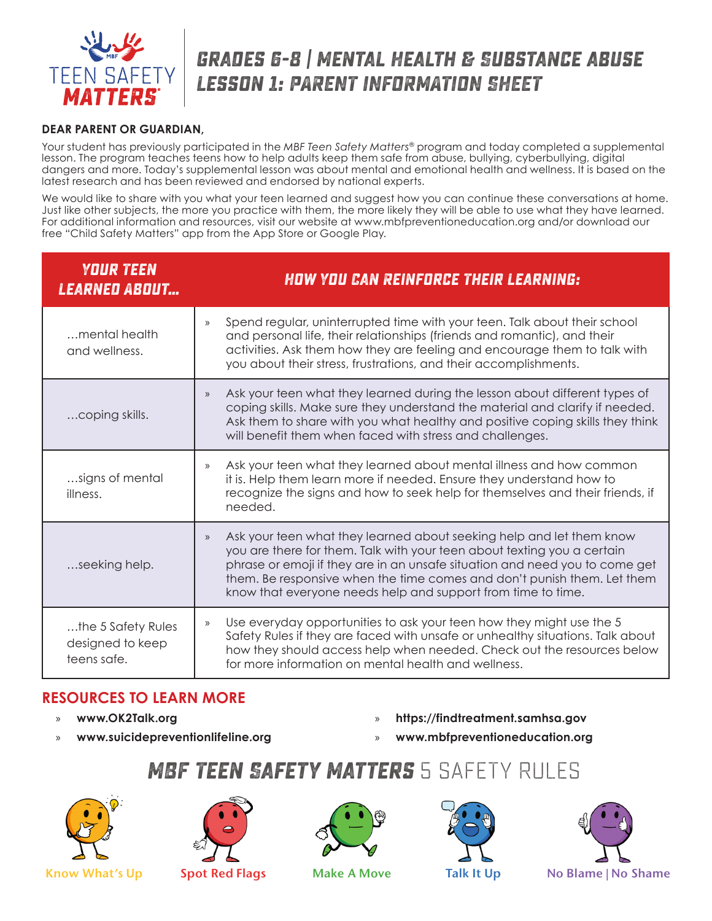# GRADES 6-8 | MENTAL HEALTH & SUBSTANCE ABUSE
# LESSON 1: PARENT INFORMATION SHEET

TEEN SAFETY MATTERS®

**DEAR PARENT OR GUARDIAN,**

Your student has previously participated in the *MBF Teen Safety Matters®* program and today completed a supplemental lesson. The program teaches teens how to help adults keep them safe from abuse, bullying, cyberbullying, digital dangers and more. Today's supplemental lesson was about mental and emotional health and wellness. It is based on the latest research and has been reviewed and endorsed by national experts.

We would like to share with you what your teen learned and suggest how you can continue these conversations at home. Just like other subjects, the more you practice with them, the more likely they will be able to use what they have learned. For additional information and resources, visit our website at www.mbfpreventioneducation.org and/or download our free "Child Safety Matters" app from the App Store or Google Play.

| YOUR TEEN LEARNED ABOUT... | HOW YOU CAN REINFORCE THEIR LEARNING: |
|---|---|
| ...mental health and wellness. | » Spend regular, uninterrupted time with your teen. Talk about their school and personal life, their relationships (friends and romantic), and their activities. Ask them how they are feeling and encourage them to talk with you about their stress, frustrations, and their accomplishments. |
| ...coping skills. | » Ask your teen what they learned during the lesson about different types of coping skills. Make sure they understand the material and clarify if needed. Ask them to share with you what healthy and positive coping skills they think will benefit them when faced with stress and challenges. |
| ...signs of mental illness. | » Ask your teen what they learned about mental illness and how common it is. Help them learn more if needed. Ensure they understand how to recognize the signs and how to seek help for themselves and their friends, if needed. |
| ...seeking help. | » Ask your teen what they learned about seeking help and let them know you are there for them. Talk with your teen about texting you a certain phrase or emoji if they are in an unsafe situation and need you to come get them. Be responsive when the time comes and don't punish them. Let them know that everyone needs help and support from time to time. |
| ...the 5 Safety Rules designed to keep teens safe. | » Use everyday opportunities to ask your teen how they might use the 5 Safety Rules if they are faced with unsafe or unhealthy situations. Talk about how they should access help when needed. Check out the resources below for more information on mental health and wellness. |

## RESOURCES TO LEARN MORE

- **www.OK2Talk.org**
- **www.suicidepreventionlifeline.org**
- **https://findtreatment.samhsa.gov**
- **www.mbfpreventioneducation.org**

## MBF TEEN SAFETY MATTERS 5 SAFETY RULES

Know What's Up | Spot Red Flags | Make A Move | Talk It Up | No Blame | No Shame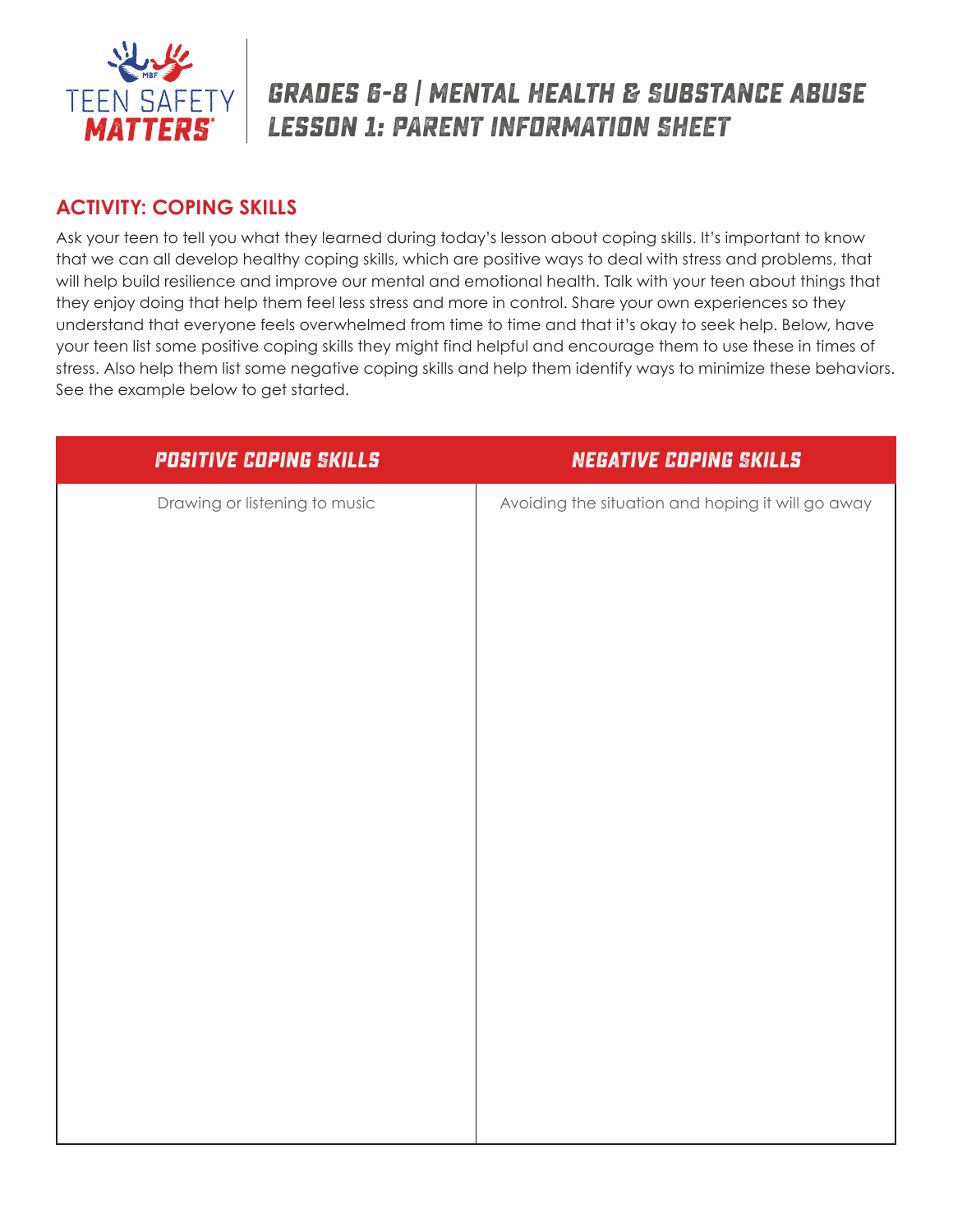TEEN SAFETY MATTERS

# GRADES 6-8 | MENTAL HEALTH & SUBSTANCE ABUSE LESSON 1: PARENT INFORMATION SHEET

## ACTIVITY: COPING SKILLS

Ask your teen to tell you what they learned during today's lesson about coping skills. It's important to know that we can all develop healthy coping skills, which are positive ways to deal with stress and problems, that will help build resilience and improve our mental and emotional health. Talk with your teen about things that they enjoy doing that help them feel less stress and more in control. Share your own experiences so they understand that everyone feels overwhelmed from time to time and that it's okay to seek help. Below, have your teen list some positive coping skills they might find helpful and encourage them to use these in times of stress. Also help them list some negative coping skills and help them identify ways to minimize these behaviors. See the example below to get started.

| POSITIVE COPING SKILLS | NEGATIVE COPING SKILLS |
| --- | --- |
| Drawing or listening to music | Avoiding the situation and hoping it will go away |